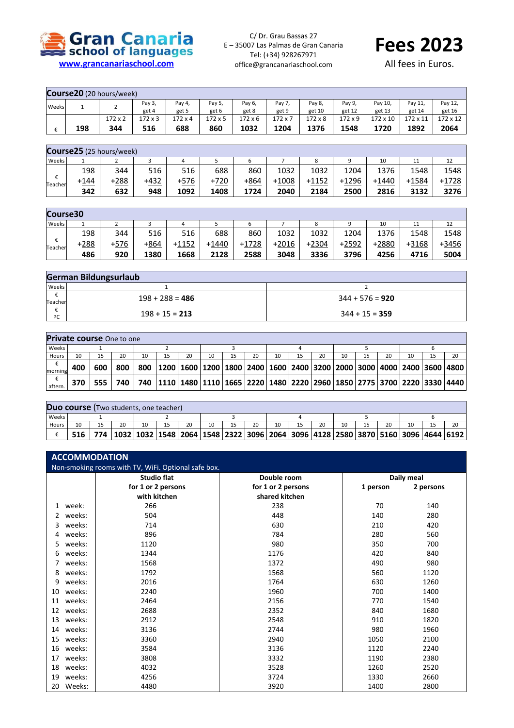**Gran Canaria school of languages**
www.grancanariaschool.com

C/ Dr. Grau Bassas 27
E – 35007 Las Palmas de Gran Canaria
Tel: (+34) 928267971
office@grancanariaschool.com

# Fees 2023

All fees in Euros.

## Course20 (20 hours/week)

| Weeks | 1 | 2 | Pay 3, get 4 | Pay 4, get 5 | Pay 5, get 6 | Pay 6, get 8 | Pay 7, get 9 | Pay 8, get 10 | Pay 9, get 12 | Pay 10, get 13 | Pay 11, get 14 | Pay 12, get 16 |
|---|---|---|---|---|---|---|---|---|---|---|---|---|
| | | 172 x 2 | 172 x 3 | 172 x 4 | 172 x 5 | 172 x 6 | 172 x 7 | 172 x 8 | 172 x 9 | 172 x 10 | 172 x 11 | 172 x 12 |
| € | **198** | **344** | **516** | **688** | **860** | **1032** | **1204** | **1376** | **1548** | **1720** | **1892** | **2064** |

## Course25 (25 hours/week)

| Weeks | 1 | 2 | 3 | 4 | 5 | 6 | 7 | 8 | 9 | 10 | 11 | 12 |
|---|---|---|---|---|---|---|---|---|---|---|---|---|
| € Teacher | 198 | 344 | 516 | 516 | 688 | 860 | 1032 | 1032 | 1204 | 1376 | 1548 | 1548 |
| | +144 | +288 | +432 | +576 | +720 | +864 | +1008 | +1152 | +1296 | +1440 | +1584 | +1728 |
| | **342** | **632** | **948** | **1092** | **1408** | **1724** | **2040** | **2184** | **2500** | **2816** | **3132** | **3276** |

## Course30

| Weeks | 1 | 2 | 3 | 4 | 5 | 6 | 7 | 8 | 9 | 10 | 11 | 12 |
|---|---|---|---|---|---|---|---|---|---|---|---|---|
| € Teacher | 198 | 344 | 516 | 516 | 688 | 860 | 1032 | 1032 | 1204 | 1376 | 1548 | 1548 |
| | +288 | +576 | +864 | +1152 | +1440 | +1728 | +2016 | +2304 | +2592 | +2880 | +3168 | +3456 |
| | **486** | **920** | **1380** | **1668** | **2128** | **2588** | **3048** | **3336** | **3796** | **4256** | **4716** | **5004** |

## German Bildungsurlaub

| Weeks | 1 | 2 |
|---|---|---|
| € Teacher | 198 + 288 = **486** | 344 + 576 = **920** |
| € PC | 198 + 15 = **213** | 344 + 15 = **359** |

## Private course One to one

| Weeks | 1 | | | 2 | | | 3 | | | 4 | | | 5 | | | 6 | | |
|---|---|---|---|---|---|---|---|---|---|---|---|---|---|---|---|---|---|---|
| Hours | 10 | 15 | 20 | 10 | 15 | 20 | 10 | 15 | 20 | 10 | 15 | 20 | 10 | 15 | 20 | 10 | 15 | 20 |
| € morning | **400** | **600** | **800** | **800** | **1200** | **1600** | **1200** | **1800** | **2400** | **1600** | **2400** | **3200** | **2000** | **3000** | **4000** | **2400** | **3600** | **4800** |
| € aftern. | **370** | **555** | **740** | **740** | **1110** | **1480** | **1110** | **1665** | **2220** | **1480** | **2220** | **2960** | **1850** | **2775** | **3700** | **2220** | **3330** | **4440** |

## Duo course (Two students, one teacher)

| Weeks | 1 | | | 2 | | | 3 | | | 4 | | | 5 | | | 6 | | |
|---|---|---|---|---|---|---|---|---|---|---|---|---|---|---|---|---|---|---|
| Hours | 10 | 15 | 20 | 10 | 15 | 20 | 10 | 15 | 20 | 10 | 15 | 20 | 10 | 15 | 20 | 10 | 15 | 20 |
| € | **516** | **774** | **1032** | **1032** | **1548** | **2064** | **1548** | **2322** | **3096** | **2064** | **3096** | **4128** | **2580** | **3870** | **5160** | **3096** | **4644** | **6192** |

## ACCOMMODATION

Non-smoking rooms with TV, WiFi. Optional safe box.

| | Studio flat for 1 or 2 persons with kitchen | Double room for 1 or 2 persons shared kitchen | Daily meal 1 person | Daily meal 2 persons |
|---|---|---|---|---|
| 1 week: | 266 | 238 | 70 | 140 |
| 2 weeks: | 504 | 448 | 140 | 280 |
| 3 weeks: | 714 | 630 | 210 | 420 |
| 4 weeks: | 896 | 784 | 280 | 560 |
| 5 weeks: | 1120 | 980 | 350 | 700 |
| 6 weeks: | 1344 | 1176 | 420 | 840 |
| 7 weeks: | 1568 | 1372 | 490 | 980 |
| 8 weeks: | 1792 | 1568 | 560 | 1120 |
| 9 weeks: | 2016 | 1764 | 630 | 1260 |
| 10 weeks: | 2240 | 1960 | 700 | 1400 |
| 11 weeks: | 2464 | 2156 | 770 | 1540 |
| 12 weeks: | 2688 | 2352 | 840 | 1680 |
| 13 weeks: | 2912 | 2548 | 910 | 1820 |
| 14 weeks: | 3136 | 2744 | 980 | 1960 |
| 15 weeks: | 3360 | 2940 | 1050 | 2100 |
| 16 weeks: | 3584 | 3136 | 1120 | 2240 |
| 17 weeks: | 3808 | 3332 | 1190 | 2380 |
| 18 weeks: | 4032 | 3528 | 1260 | 2520 |
| 19 weeks: | 4256 | 3724 | 1330 | 2660 |
| 20 Weeks: | 4480 | 3920 | 1400 | 2800 |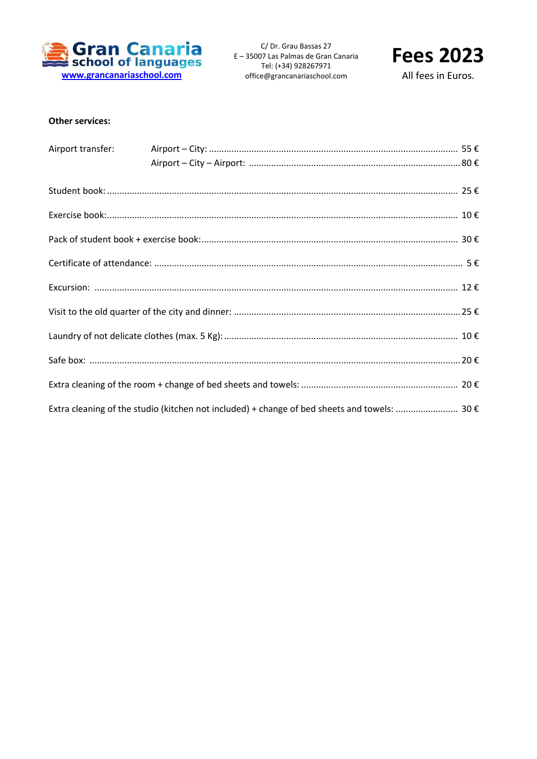Gran Canaria school of languages
www.grancanariaschool.com

C/ Dr. Grau Bassas 27
E – 35007 Las Palmas de Gran Canaria
Tel: (+34) 928267971
office@grancanariaschool.com

# Fees 2023

All fees in Euros.

**Other services:**

| | | |
|---|---|---|
| Airport transfer: | Airport – City: | 55 € |
| | Airport – City – Airport: | 80 € |
| Student book: | | 25 € |
| Exercise book: | | 10 € |
| Pack of student book + exercise book: | | 30 € |
| Certificate of attendance: | | 5 € |
| Excursion: | | 12 € |
| Visit to the old quarter of the city and dinner: | | 25 € |
| Laundry of not delicate clothes (max. 5 Kg): | | 10 € |
| Safe box: | | 20 € |
| Extra cleaning of the room + change of bed sheets and towels: | | 20 € |
| Extra cleaning of the studio (kitchen not included) + change of bed sheets and towels: | | 30 € |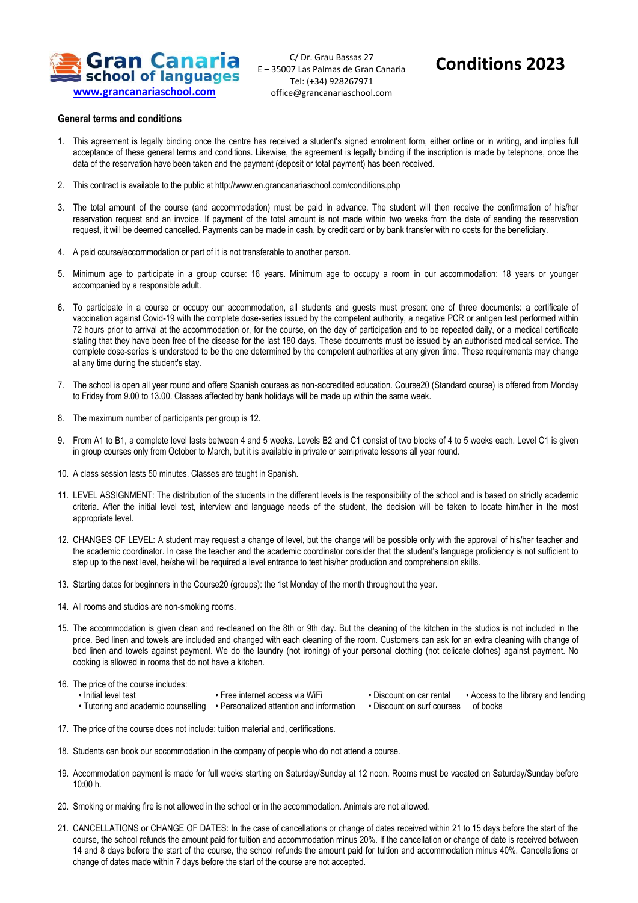**Gran Canaria school of languages**
www.grancanariaschool.com

C/ Dr. Grau Bassas 27
E – 35007 Las Palmas de Gran Canaria
Tel: (+34) 928267971
office@grancanariaschool.com

# Conditions 2023

## General terms and conditions

1. This agreement is legally binding once the centre has received a student's signed enrolment form, either online or in writing, and implies full acceptance of these general terms and conditions. Likewise, the agreement is legally binding if the inscription is made by telephone, once the data of the reservation have been taken and the payment (deposit or total payment) has been received.

2. This contract is available to the public at http://www.en.grancanariaschool.com/conditions.php

3. The total amount of the course (and accommodation) must be paid in advance. The student will then receive the confirmation of his/her reservation request and an invoice. If payment of the total amount is not made within two weeks from the date of sending the reservation request, it will be deemed cancelled. Payments can be made in cash, by credit card or by bank transfer with no costs for the beneficiary.

4. A paid course/accommodation or part of it is not transferable to another person.

5. Minimum age to participate in a group course: 16 years. Minimum age to occupy a room in our accommodation: 18 years or younger accompanied by a responsible adult.

6. To participate in a course or occupy our accommodation, all students and guests must present one of three documents: a certificate of vaccination against Covid-19 with the complete dose-series issued by the competent authority, a negative PCR or antigen test performed within 72 hours prior to arrival at the accommodation or, for the course, on the day of participation and to be repeated daily, or a medical certificate stating that they have been free of the disease for the last 180 days. These documents must be issued by an authorised medical service. The complete dose-series is understood to be the one determined by the competent authorities at any given time. These requirements may change at any time during the student's stay.

7. The school is open all year round and offers Spanish courses as non-accredited education. Course20 (Standard course) is offered from Monday to Friday from 9.00 to 13.00. Classes affected by bank holidays will be made up within the same week.

8. The maximum number of participants per group is 12.

9. From A1 to B1, a complete level lasts between 4 and 5 weeks. Levels B2 and C1 consist of two blocks of 4 to 5 weeks each. Level C1 is given in group courses only from October to March, but it is available in private or semiprivate lessons all year round.

10. A class session lasts 50 minutes. Classes are taught in Spanish.

11. LEVEL ASSIGNMENT: The distribution of the students in the different levels is the responsibility of the school and is based on strictly academic criteria. After the initial level test, interview and language needs of the student, the decision will be taken to locate him/her in the most appropriate level.

12. CHANGES OF LEVEL: A student may request a change of level, but the change will be possible only with the approval of his/her teacher and the academic coordinator. In case the teacher and the academic coordinator consider that the student's language proficiency is not sufficient to step up to the next level, he/she will be required a level entrance to test his/her production and comprehension skills.

13. Starting dates for beginners in the Course20 (groups): the 1st Monday of the month throughout the year.

14. All rooms and studios are non-smoking rooms.

15. The accommodation is given clean and re-cleaned on the 8th or 9th day. But the cleaning of the kitchen in the studios is not included in the price. Bed linen and towels are included and changed with each cleaning of the room. Customers can ask for an extra cleaning with change of bed linen and towels against payment. We do the laundry (not ironing) of your personal clothing (not delicate clothes) against payment. No cooking is allowed in rooms that do not have a kitchen.

16. The price of the course includes:
    - Initial level test
    - Tutoring and academic counselling
    - Free internet access via WiFi
    - Personalized attention and information
    - Discount on car rental
    - Discount on surf courses
    - Access to the library and lending of books

17. The price of the course does not include: tuition material and, certifications.

18. Students can book our accommodation in the company of people who do not attend a course.

19. Accommodation payment is made for full weeks starting on Saturday/Sunday at 12 noon. Rooms must be vacated on Saturday/Sunday before 10:00 h.

20. Smoking or making fire is not allowed in the school or in the accommodation. Animals are not allowed.

21. CANCELLATIONS or CHANGE OF DATES: In the case of cancellations or change of dates received within 21 to 15 days before the start of the course, the school refunds the amount paid for tuition and accommodation minus 20%. If the cancellation or change of date is received between 14 and 8 days before the start of the course, the school refunds the amount paid for tuition and accommodation minus 40%. Cancellations or change of dates made within 7 days before the start of the course are not accepted.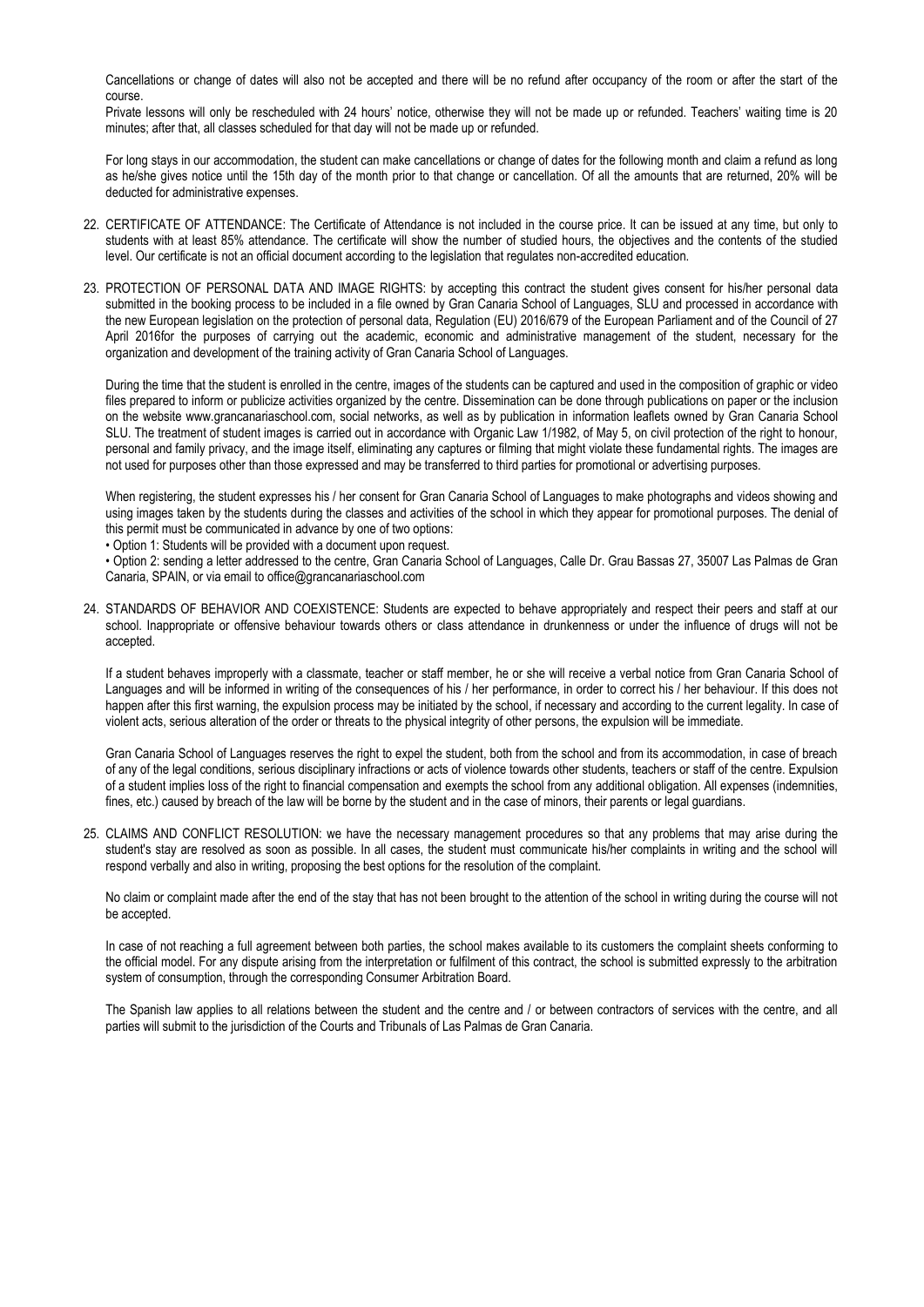Cancellations or change of dates will also not be accepted and there will be no refund after occupancy of the room or after the start of the course.

Private lessons will only be rescheduled with 24 hours' notice, otherwise they will not be made up or refunded. Teachers' waiting time is 20 minutes; after that, all classes scheduled for that day will not be made up or refunded.

For long stays in our accommodation, the student can make cancellations or change of dates for the following month and claim a refund as long as he/she gives notice until the 15th day of the month prior to that change or cancellation. Of all the amounts that are returned, 20% will be deducted for administrative expenses.

22. CERTIFICATE OF ATTENDANCE: The Certificate of Attendance is not included in the course price. It can be issued at any time, but only to students with at least 85% attendance. The certificate will show the number of studied hours, the objectives and the contents of the studied level. Our certificate is not an official document according to the legislation that regulates non-accredited education.

23. PROTECTION OF PERSONAL DATA AND IMAGE RIGHTS: by accepting this contract the student gives consent for his/her personal data submitted in the booking process to be included in a file owned by Gran Canaria School of Languages, SLU and processed in accordance with the new European legislation on the protection of personal data, Regulation (EU) 2016/679 of the European Parliament and of the Council of 27 April 2016for the purposes of carrying out the academic, economic and administrative management of the student, necessary for the organization and development of the training activity of Gran Canaria School of Languages.

    During the time that the student is enrolled in the centre, images of the students can be captured and used in the composition of graphic or video files prepared to inform or publicize activities organized by the centre. Dissemination can be done through publications on paper or the inclusion on the website www.grancanariaschool.com, social networks, as well as by publication in information leaflets owned by Gran Canaria School SLU. The treatment of student images is carried out in accordance with Organic Law 1/1982, of May 5, on civil protection of the right to honour, personal and family privacy, and the image itself, eliminating any captures or filming that might violate these fundamental rights. The images are not used for purposes other than those expressed and may be transferred to third parties for promotional or advertising purposes.

    When registering, the student expresses his / her consent for Gran Canaria School of Languages to make photographs and videos showing and using images taken by the students during the classes and activities of the school in which they appear for promotional purposes. The denial of this permit must be communicated in advance by one of two options:

    - Option 1: Students will be provided with a document upon request.
    - Option 2: sending a letter addressed to the centre, Gran Canaria School of Languages, Calle Dr. Grau Bassas 27, 35007 Las Palmas de Gran Canaria, SPAIN, or via email to office@grancanariaschool.com

24. STANDARDS OF BEHAVIOR AND COEXISTENCE: Students are expected to behave appropriately and respect their peers and staff at our school. Inappropriate or offensive behaviour towards others or class attendance in drunkenness or under the influence of drugs will not be accepted.

    If a student behaves improperly with a classmate, teacher or staff member, he or she will receive a verbal notice from Gran Canaria School of Languages and will be informed in writing of the consequences of his / her performance, in order to correct his / her behaviour. If this does not happen after this first warning, the expulsion process may be initiated by the school, if necessary and according to the current legality. In case of violent acts, serious alteration of the order or threats to the physical integrity of other persons, the expulsion will be immediate.

    Gran Canaria School of Languages reserves the right to expel the student, both from the school and from its accommodation, in case of breach of any of the legal conditions, serious disciplinary infractions or acts of violence towards other students, teachers or staff of the centre. Expulsion of a student implies loss of the right to financial compensation and exempts the school from any additional obligation. All expenses (indemnities, fines, etc.) caused by breach of the law will be borne by the student and in the case of minors, their parents or legal guardians.

25. CLAIMS AND CONFLICT RESOLUTION: we have the necessary management procedures so that any problems that may arise during the student's stay are resolved as soon as possible. In all cases, the student must communicate his/her complaints in writing and the school will respond verbally and also in writing, proposing the best options for the resolution of the complaint.

    No claim or complaint made after the end of the stay that has not been brought to the attention of the school in writing during the course will not be accepted.

    In case of not reaching a full agreement between both parties, the school makes available to its customers the complaint sheets conforming to the official model. For any dispute arising from the interpretation or fulfilment of this contract, the school is submitted expressly to the arbitration system of consumption, through the corresponding Consumer Arbitration Board.

    The Spanish law applies to all relations between the student and the centre and / or between contractors of services with the centre, and all parties will submit to the jurisdiction of the Courts and Tribunals of Las Palmas de Gran Canaria.